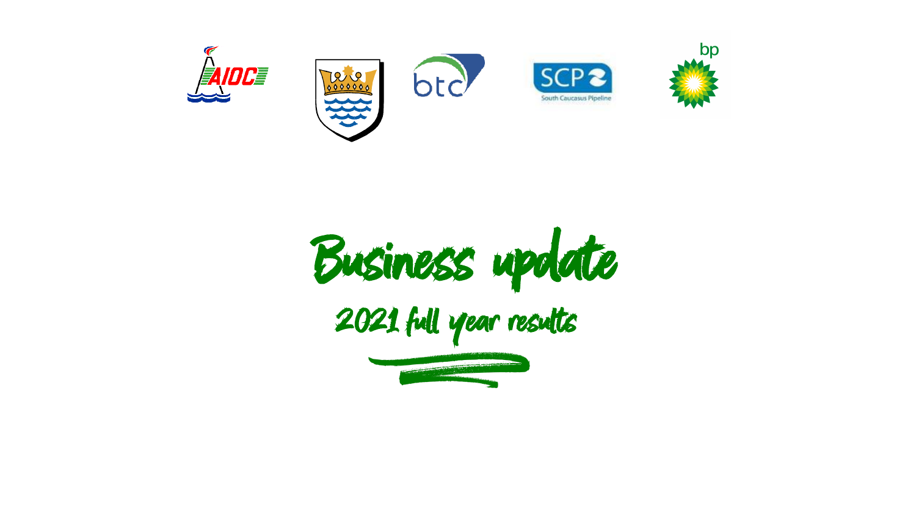# Business update

## 2021 full year results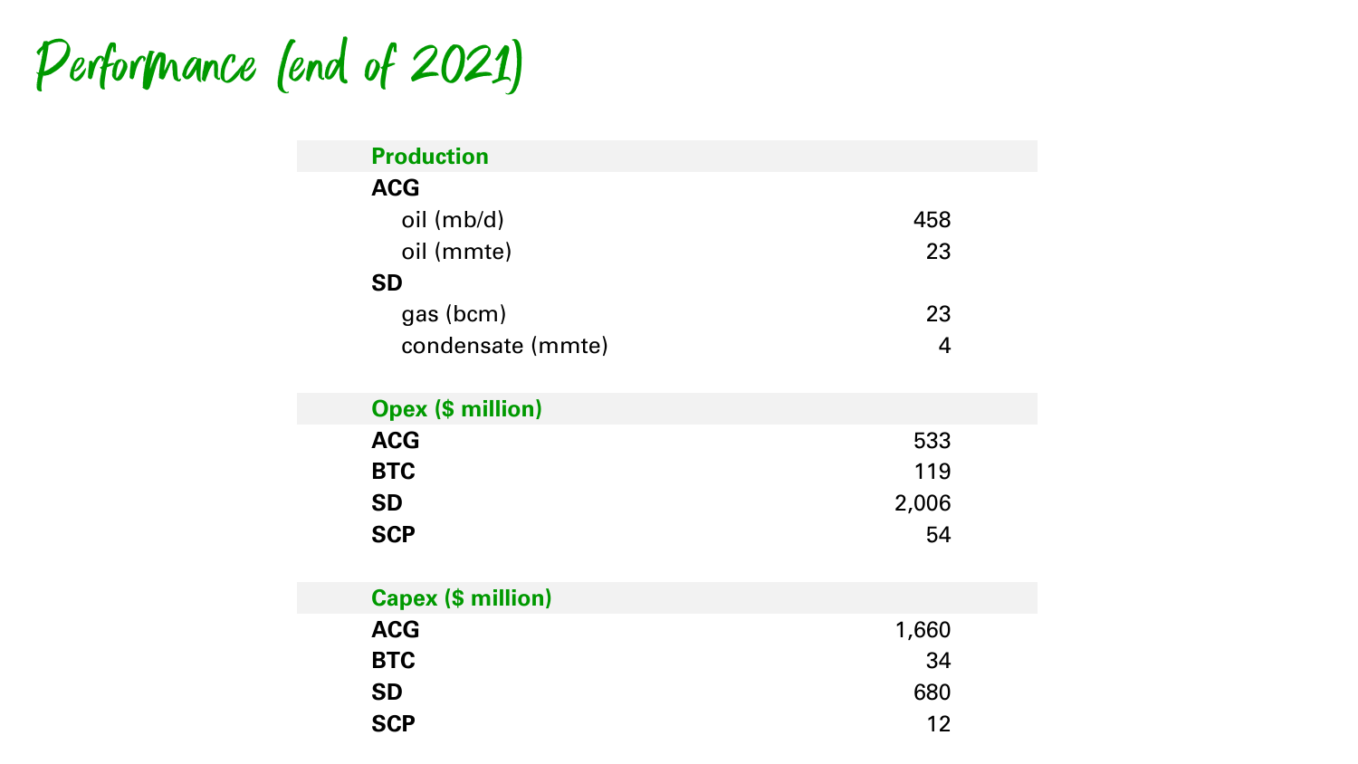# Performance (end of 2021)

| | |
|---|---|
| **Production** | |
| **ACG** | |
| oil (mb/d) | 458 |
| oil (mmte) | 23 |
| **SD** | |
| gas (bcm) | 23 |
| condensate (mmte) | 4 |
| | |
| **Opex ($ million)** | |
| **ACG** | 533 |
| **BTC** | 119 |
| **SD** | 2,006 |
| **SCP** | 54 |
| | |
| **Capex ($ million)** | |
| **ACG** | 1,660 |
| **BTC** | 34 |
| **SD** | 680 |
| **SCP** | 12 |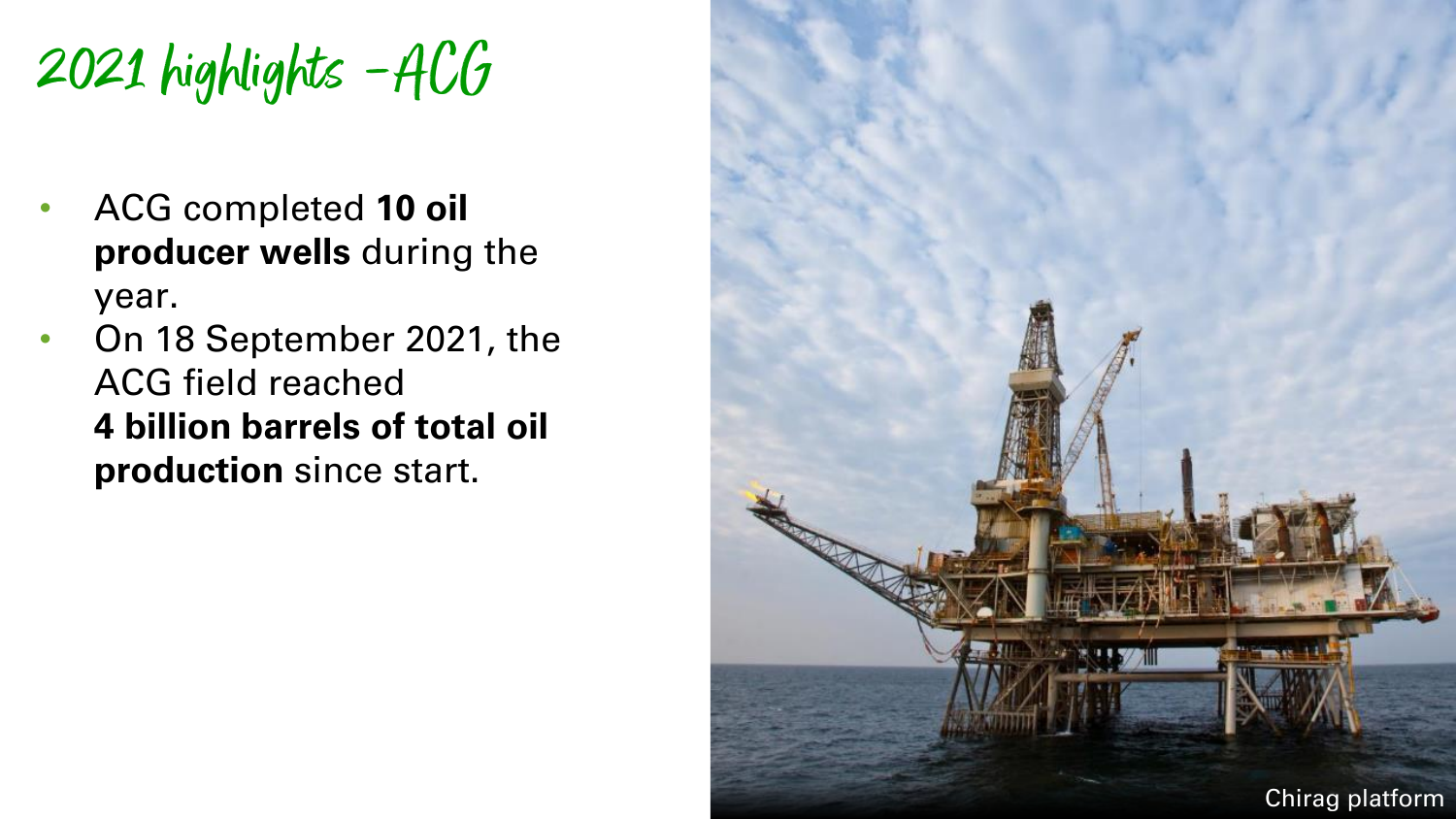# 2021 highlights -ACG

- ACG completed **10 oil producer wells** during the year.
- On 18 September 2021, the ACG field reached **4 billion barrels of total oil production** since start.

Chirag platform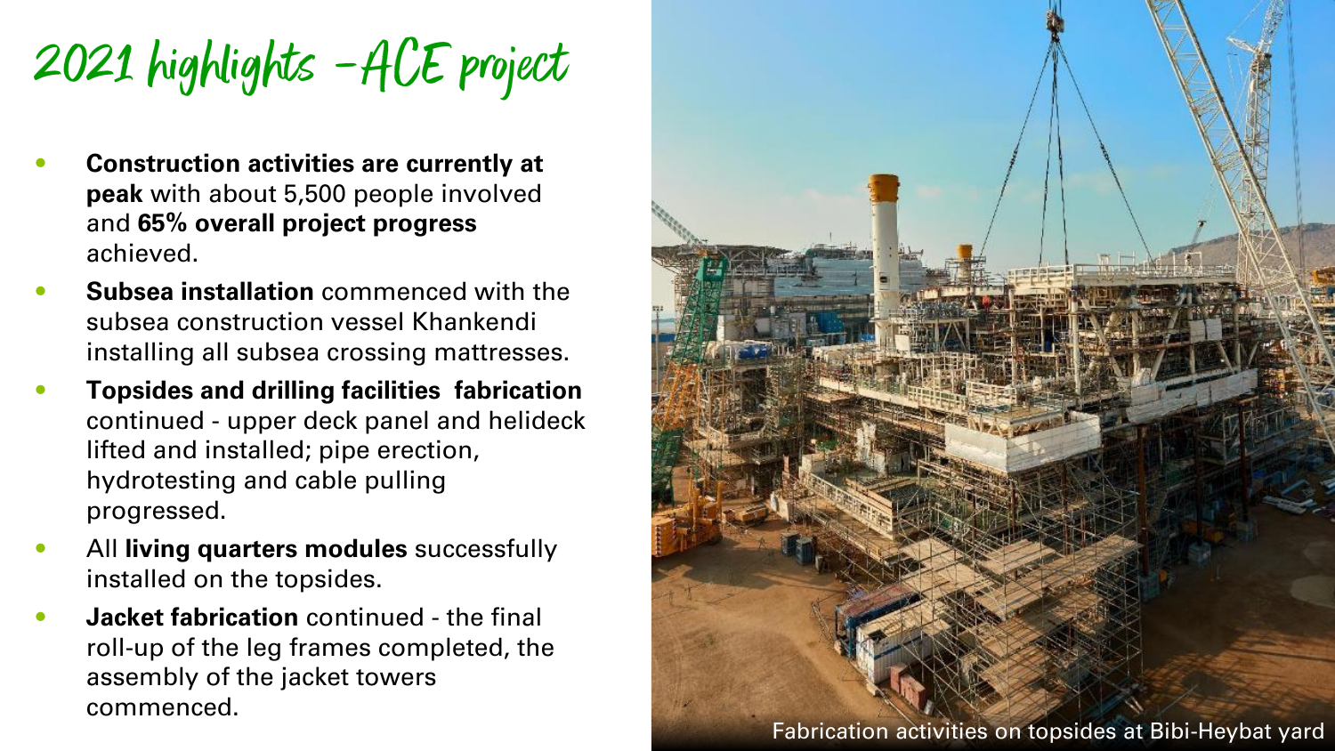# 2021 highlights – ACE project

- **Construction activities are currently at peak** with about 5,500 people involved and **65% overall project progress** achieved.
- **Subsea installation** commenced with the subsea construction vessel Khankendi installing all subsea crossing mattresses.
- **Topsides and drilling facilities fabrication** continued - upper deck panel and helideck lifted and installed; pipe erection, hydrotesting and cable pulling progressed.
- All **living quarters modules** successfully installed on the topsides.
- **Jacket fabrication** continued - the final roll-up of the leg frames completed, the assembly of the jacket towers commenced.

Fabrication activities on topsides at Bibi-Heybat yard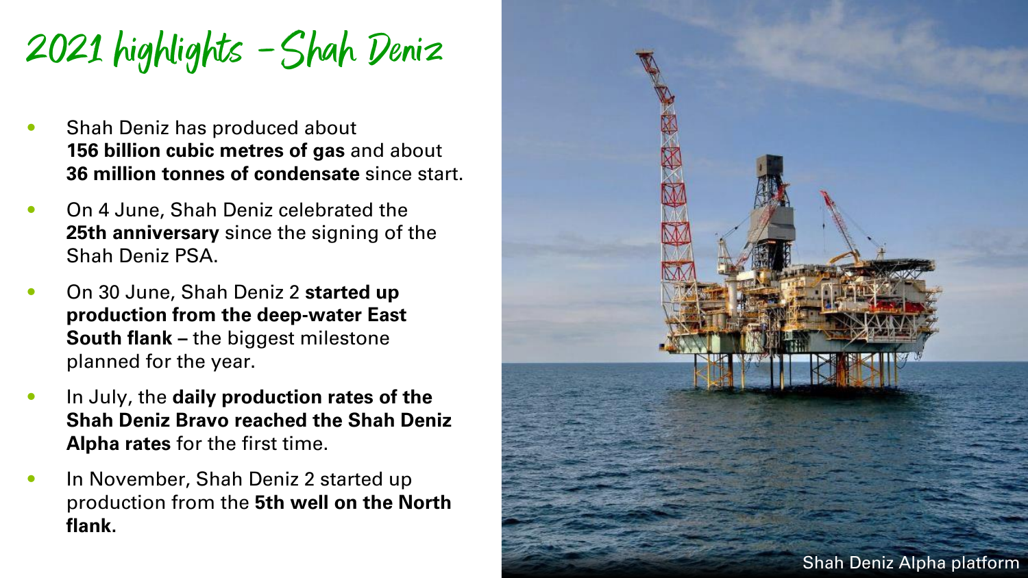# 2021 highlights – Shah Deniz

- Shah Deniz has produced about **156 billion cubic metres of gas** and about **36 million tonnes of condensate** since start.
- On 4 June, Shah Deniz celebrated the **25th anniversary** since the signing of the Shah Deniz PSA.
- On 30 June, Shah Deniz 2 **started up production from the deep-water East South flank –** the biggest milestone planned for the year.
- In July, the **daily production rates of the Shah Deniz Bravo reached the Shah Deniz Alpha rates** for the first time.
- In November, Shah Deniz 2 started up production from the **5th well on the North flank**.

Shah Deniz Alpha platform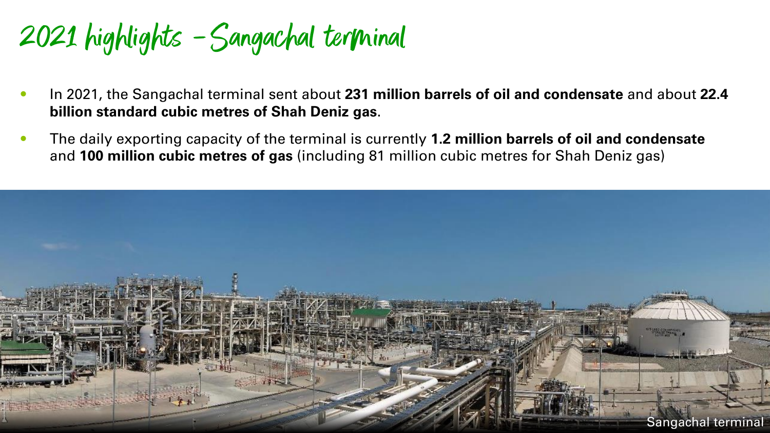# 2021 highlights – Sangachal terminal

- In 2021, the Sangachal terminal sent about **231 million barrels of oil and condensate** and about **22.4 billion standard cubic metres of Shah Deniz gas**.
- The daily exporting capacity of the terminal is currently **1.2 million barrels of oil and condensate** and **100 million cubic metres of gas** (including 81 million cubic metres for Shah Deniz gas)

Sangachal terminal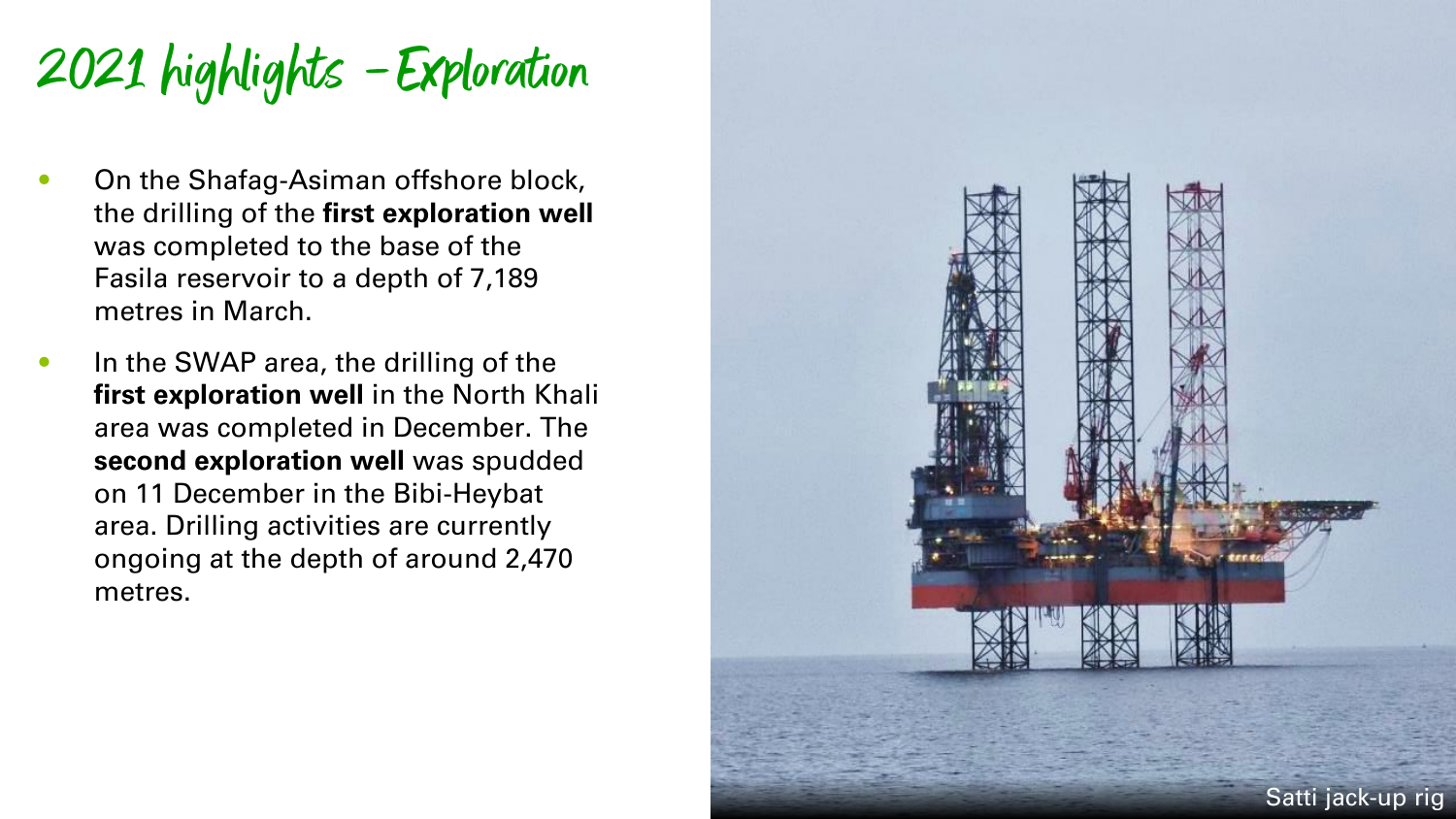# 2021 highlights – Exploration

- On the Shafag-Asiman offshore block, the drilling of the **first exploration well** was completed to the base of the Fasila reservoir to a depth of 7,189 metres in March.
- In the SWAP area, the drilling of the **first exploration well** in the North Khali area was completed in December. The **second exploration well** was spudded on 11 December in the Bibi-Heybat area. Drilling activities are currently ongoing at the depth of around 2,470 metres.

Satti jack-up rig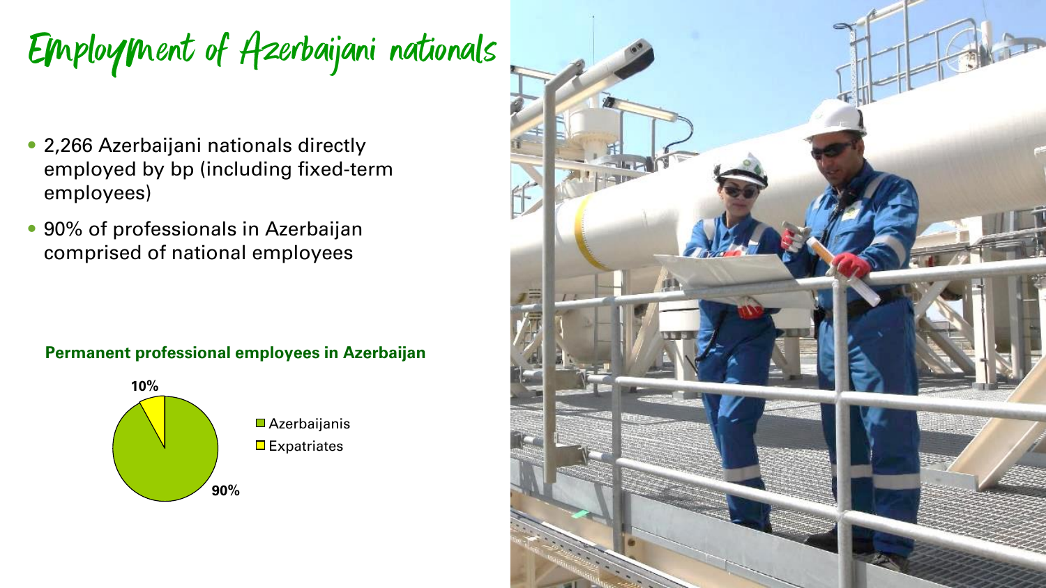# Employment of Azerbaijani nationals

- 2,266 Azerbaijani nationals directly employed by bp (including fixed-term employees)
- 90% of professionals in Azerbaijan comprised of national employees

**Permanent professional employees in Azerbaijan**

| Category | Share |
|---|---|
| Azerbaijanis | 90% |
| Expatriates | 10% |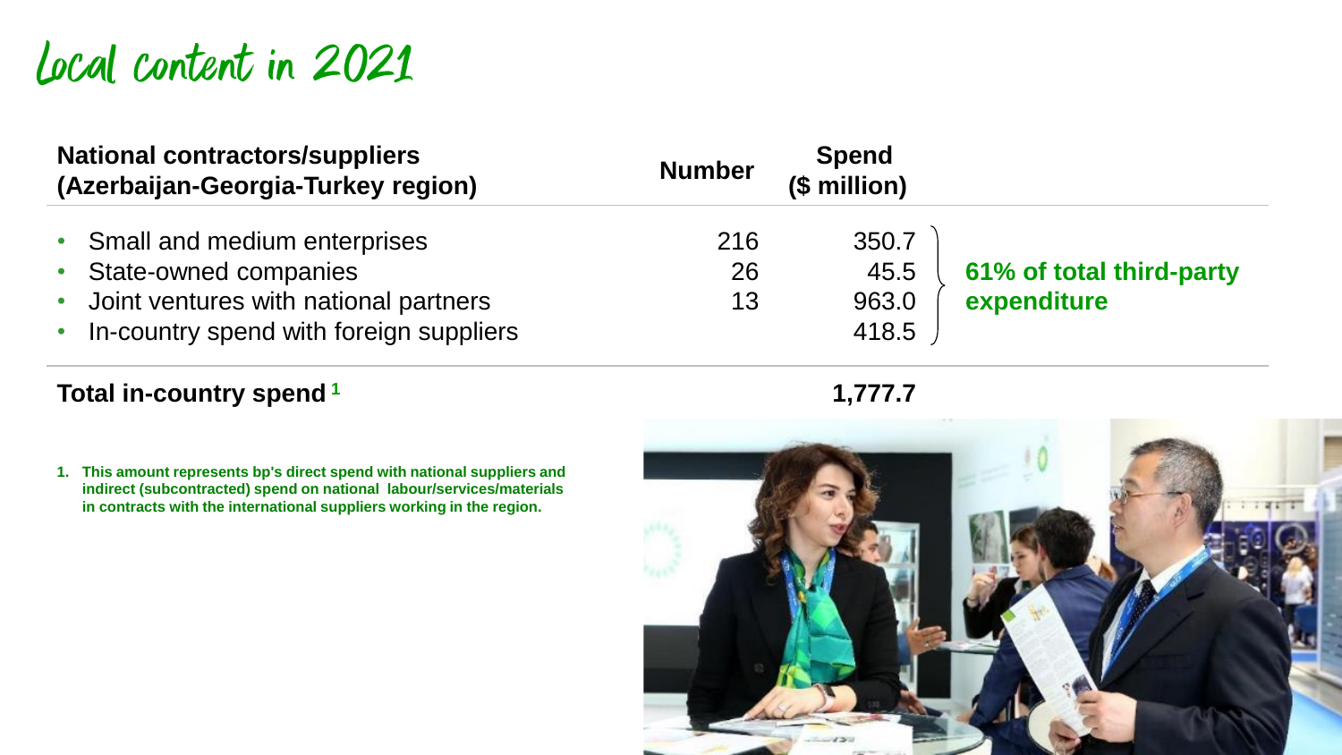# Local content in 2021

| National contractors/suppliers (Azerbaijan-Georgia-Turkey region) | Number | Spend ($ million) | |
|---|---|---|---|
| • Small and medium enterprises | 216 | 350.7 | **61% of total third-party expenditure** |
| • State-owned companies | 26 | 45.5 | |
| • Joint ventures with national partners | 13 | 963.0 | |
| • In-country spend with foreign suppliers | | 418.5 | |
| **Total in-country spend** [1] | | **1,777.7** | |

1. **This amount represents bp's direct spend with national suppliers and indirect (subcontracted) spend on national labour/services/materials in contracts with the international suppliers working in the region.**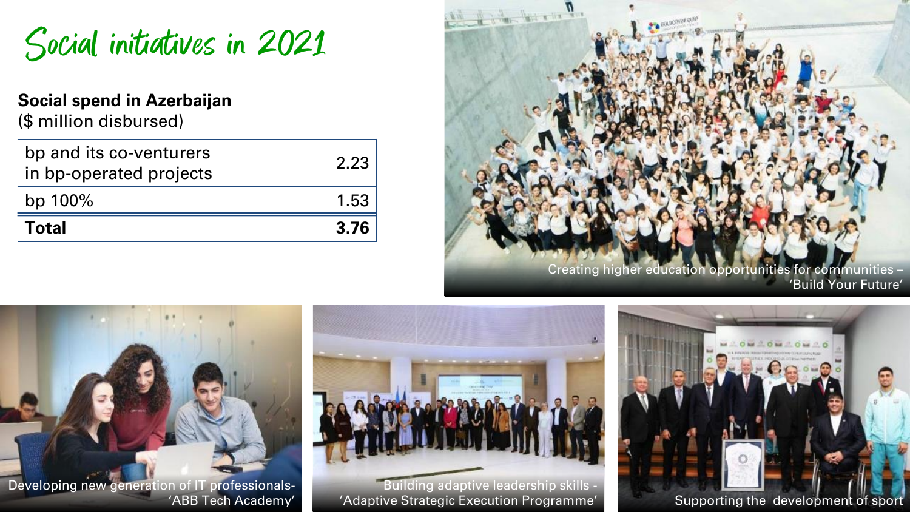# Social initiatives in 2021

**Social spend in Azerbaijan**
($ million disbursed)

| | |
|---|---|
| bp and its co-venturers in bp-operated projects | 2.23 |
| bp 100% | 1.53 |
| **Total** | **3.76** |

Creating higher education opportunities for communities – 'Build Your Future'

Developing new generation of IT professionals- 'ABB Tech Academy'

Building adaptive leadership skills - 'Adaptive Strategic Execution Programme'

Supporting the development of sport